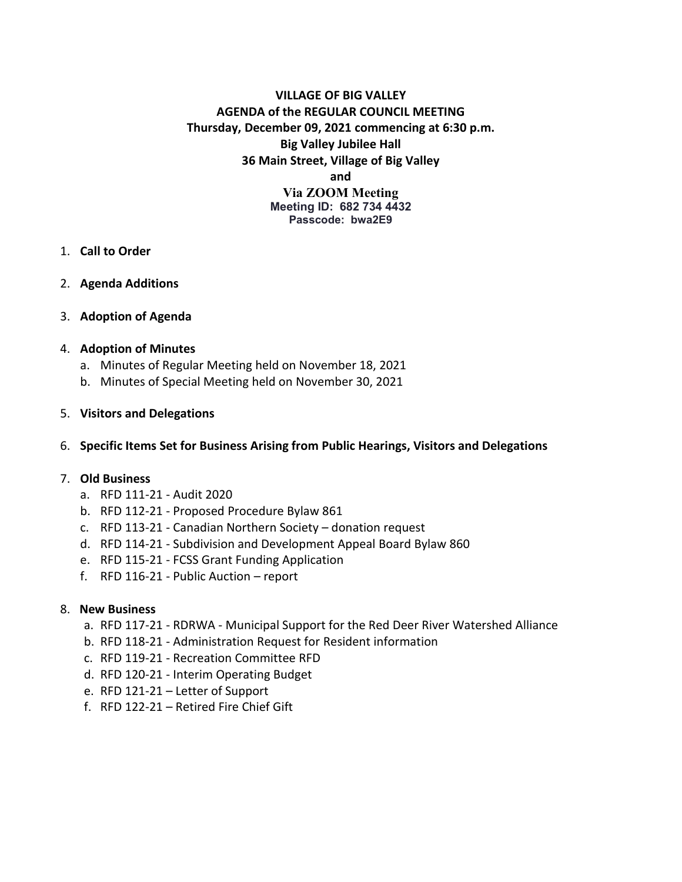**VILLAGE OF BIG VALLEY**
**AGENDA of the REGULAR COUNCIL MEETING**
**Thursday, December 09, 2021 commencing at 6:30 p.m.**
**Big Valley Jubilee Hall**
**36 Main Street, Village of Big Valley**
**and**
**Via ZOOM Meeting**
**Meeting ID: 682 734 4432**
**Passcode: bwa2E9**

1. **Call to Order**

2. **Agenda Additions**

3. **Adoption of Agenda**

4. **Adoption of Minutes**
   a. Minutes of Regular Meeting held on November 18, 2021
   b. Minutes of Special Meeting held on November 30, 2021

5. **Visitors and Delegations**

6. **Specific Items Set for Business Arising from Public Hearings, Visitors and Delegations**

7. **Old Business**
   a. RFD 111-21 - Audit 2020
   b. RFD 112-21 - Proposed Procedure Bylaw 861
   c. RFD 113-21 - Canadian Northern Society – donation request
   d. RFD 114-21 - Subdivision and Development Appeal Board Bylaw 860
   e. RFD 115-21 - FCSS Grant Funding Application
   f. RFD 116-21 - Public Auction – report

8. **New Business**
   a. RFD 117-21 - RDRWA - Municipal Support for the Red Deer River Watershed Alliance
   b. RFD 118-21 - Administration Request for Resident information
   c. RFD 119-21 - Recreation Committee RFD
   d. RFD 120-21 - Interim Operating Budget
   e. RFD 121-21 – Letter of Support
   f. RFD 122-21 – Retired Fire Chief Gift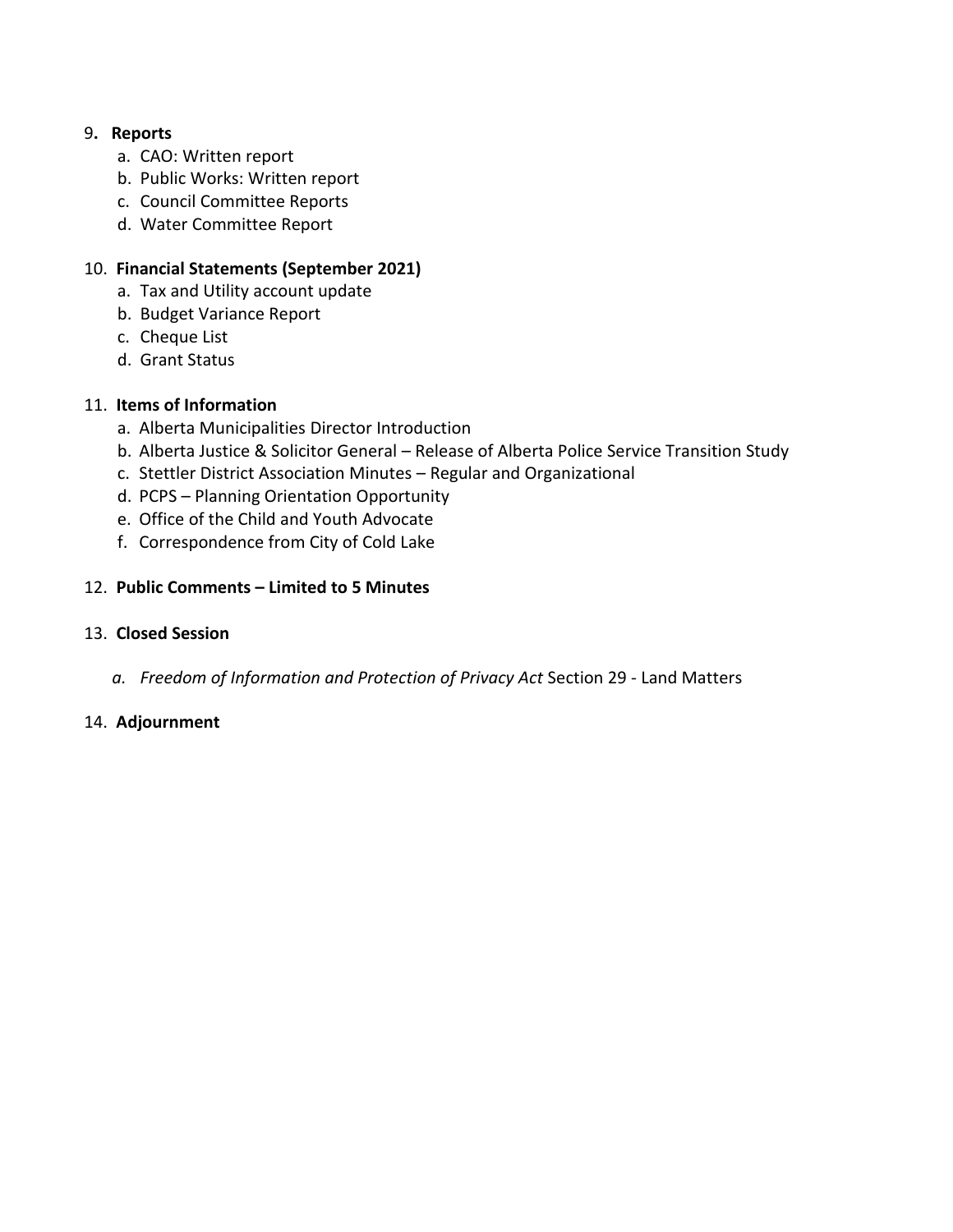9. **Reports**
    a. CAO: Written report
    b. Public Works: Written report
    c. Council Committee Reports
    d. Water Committee Report

10. **Financial Statements (September 2021)**
    a. Tax and Utility account update
    b. Budget Variance Report
    c. Cheque List
    d. Grant Status

11. **Items of Information**
    a. Alberta Municipalities Director Introduction
    b. Alberta Justice & Solicitor General – Release of Alberta Police Service Transition Study
    c. Stettler District Association Minutes – Regular and Organizational
    d. PCPS – Planning Orientation Opportunity
    e. Office of the Child and Youth Advocate
    f. Correspondence from City of Cold Lake

12. **Public Comments – Limited to 5 Minutes**

13. **Closed Session**

    *a. Freedom of Information and Protection of Privacy Act* Section 29 - Land Matters

14. **Adjournment**